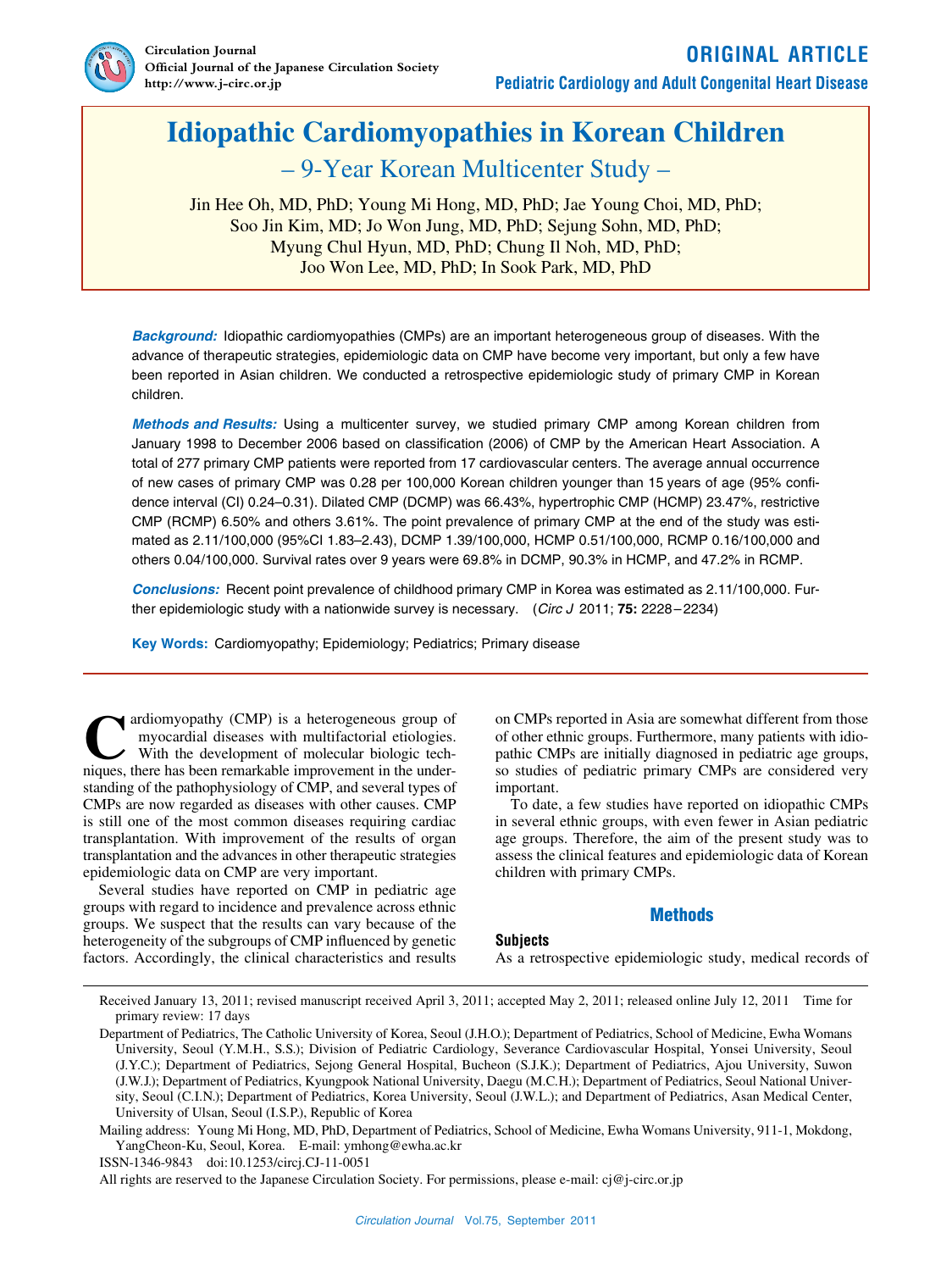ORIGINAL ARTICLE

Pediatric Cardiology and Adult Congenital Heart Disease

# Idiopathic Cardiomyopathies in Korean Children

## – 9-Year Korean Multicenter Study –

Jin Hee Oh, MD, PhD; Young Mi Hong, MD, PhD; Jae Young Choi, MD, PhD; Soo Jin Kim, MD; Jo Won Jung, MD, PhD; Sejung Sohn, MD, PhD; Myung Chul Hyun, MD, PhD; Chung Il Noh, MD, PhD; Joo Won Lee, MD, PhD; In Sook Park, MD, PhD

***Background:*** Idiopathic cardiomyopathies (CMPs) are an important heterogeneous group of diseases. With the advance of therapeutic strategies, epidemiologic data on CMP have become very important, but only a few have been reported in Asian children. We conducted a retrospective epidemiologic study of primary CMP in Korean children.

***Methods and Results:*** Using a multicenter survey, we studied primary CMP among Korean children from January 1998 to December 2006 based on classification (2006) of CMP by the American Heart Association. A total of 277 primary CMP patients were reported from 17 cardiovascular centers. The average annual occurrence of new cases of primary CMP was 0.28 per 100,000 Korean children younger than 15 years of age (95% confidence interval (CI) 0.24–0.31). Dilated CMP (DCMP) was 66.43%, hypertrophic CMP (HCMP) 23.47%, restrictive CMP (RCMP) 6.50% and others 3.61%. The point prevalence of primary CMP at the end of the study was estimated as 2.11/100,000 (95%CI 1.83–2.43), DCMP 1.39/100,000, HCMP 0.51/100,000, RCMP 0.16/100,000 and others 0.04/100,000. Survival rates over 9 years were 69.8% in DCMP, 90.3% in HCMP, and 47.2% in RCMP.

***Conclusions:*** Recent point prevalence of childhood primary CMP in Korea was estimated as 2.11/100,000. Further epidemiologic study with a nationwide survey is necessary. (*Circ J* 2011; **75:** 2228–2234)

**Key Words:** Cardiomyopathy; Epidemiology; Pediatrics; Primary disease

Cardiomyopathy (CMP) is a heterogeneous group of myocardial diseases with multifactorial etiologies. With the development of molecular biologic techniques, there has been remarkable improvement in the understanding of the pathophysiology of CMP, and several types of CMPs are now regarded as diseases with other causes. CMP is still one of the most common diseases requiring cardiac transplantation. With improvement of the results of organ transplantation and the advances in other therapeutic strategies epidemiologic data on CMP are very important.

Several studies have reported on CMP in pediatric age groups with regard to incidence and prevalence across ethnic groups. We suspect that the results can vary because of the heterogeneity of the subgroups of CMP influenced by genetic factors. Accordingly, the clinical characteristics and results on CMPs reported in Asia are somewhat different from those of other ethnic groups. Furthermore, many patients with idiopathic CMPs are initially diagnosed in pediatric age groups, so studies of pediatric primary CMPs are considered very important.

To date, a few studies have reported on idiopathic CMPs in several ethnic groups, with even fewer in Asian pediatric age groups. Therefore, the aim of the present study was to assess the clinical features and epidemiologic data of Korean children with primary CMPs.

## Methods

### Subjects

As a retrospective epidemiologic study, medical records of

---

Received January 13, 2011; revised manuscript received April 3, 2011; accepted May 2, 2011; released online July 12, 2011 Time for primary review: 17 days

Department of Pediatrics, The Catholic University of Korea, Seoul (J.H.O.); Department of Pediatrics, School of Medicine, Ewha Womans University, Seoul (Y.M.H., S.S.); Division of Pediatric Cardiology, Severance Cardiovascular Hospital, Yonsei University, Seoul (J.Y.C.); Department of Pediatrics, Sejong General Hospital, Bucheon (S.J.K.); Department of Pediatrics, Ajou University, Suwon (J.W.J.); Department of Pediatrics, Kyungpook National University, Daegu (M.C.H.); Department of Pediatrics, Seoul National University, Seoul (C.I.N.); Department of Pediatrics, Korea University, Seoul (J.W.L.); and Department of Pediatrics, Asan Medical Center, University of Ulsan, Seoul (I.S.P.), Republic of Korea

Mailing address: Young Mi Hong, MD, PhD, Department of Pediatrics, School of Medicine, Ewha Womans University, 911-1, Mokdong, YangCheon-Ku, Seoul, Korea. E-mail: ymhong@ewha.ac.kr

ISSN-1346-9843 doi:10.1253/circj.CJ-11-0051

All rights are reserved to the Japanese Circulation Society. For permissions, please e-mail: cj@j-circ.or.jp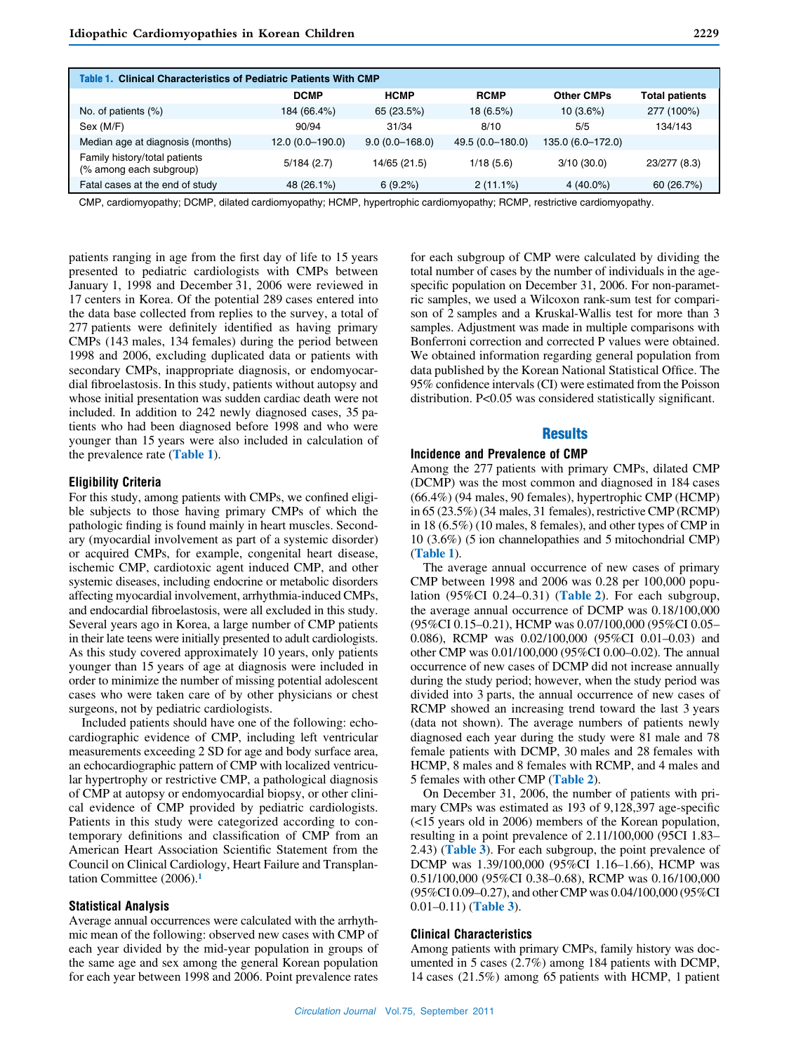**Table 1. Clinical Characteristics of Pediatric Patients With CMP**

| | DCMP | HCMP | RCMP | Other CMPs | Total patients |
|---|---|---|---|---|---|
| No. of patients (%) | 184 (66.4%) | 65 (23.5%) | 18 (6.5%) | 10 (3.6%) | 277 (100%) |
| Sex (M/F) | 90/94 | 31/34 | 8/10 | 5/5 | 134/143 |
| Median age at diagnosis (months) | 12.0 (0.0–190.0) | 9.0 (0.0–168.0) | 49.5 (0.0–180.0) | 135.0 (6.0–172.0) | |
| Family history/total patients (% among each subgroup) | 5/184 (2.7) | 14/65 (21.5) | 1/18 (5.6) | 3/10 (30.0) | 23/277 (8.3) |
| Fatal cases at the end of study | 48 (26.1%) | 6 (9.2%) | 2 (11.1%) | 4 (40.0%) | 60 (26.7%) |

CMP, cardiomyopathy; DCMP, dilated cardiomyopathy; HCMP, hypertrophic cardiomyopathy; RCMP, restrictive cardiomyopathy.

patients ranging in age from the first day of life to 15 years presented to pediatric cardiologists with CMPs between January 1, 1998 and December 31, 2006 were reviewed in 17 centers in Korea. Of the potential 289 cases entered into the data base collected from replies to the survey, a total of 277 patients were definitely identified as having primary CMPs (143 males, 134 females) during the period between 1998 and 2006, excluding duplicated data or patients with secondary CMPs, inappropriate diagnosis, or endomyocardial fibroelastosis. In this study, patients without autopsy and whose initial presentation was sudden cardiac death were not included. In addition to 242 newly diagnosed cases, 35 patients who had been diagnosed before 1998 and who were younger than 15 years were also included in calculation of the prevalence rate (**Table 1**).

### Eligibility Criteria

For this study, among patients with CMPs, we confined eligible subjects to those having primary CMPs of which the pathologic finding is found mainly in heart muscles. Secondary (myocardial involvement as part of a systemic disorder) or acquired CMPs, for example, congenital heart disease, ischemic CMP, cardiotoxic agent induced CMP, and other systemic diseases, including endocrine or metabolic disorders affecting myocardial involvement, arrhythmia-induced CMPs, and endocardial fibroelastosis, were all excluded in this study. Several years ago in Korea, a large number of CMP patients in their late teens were initially presented to adult cardiologists. As this study covered approximately 10 years, only patients younger than 15 years of age at diagnosis were included in order to minimize the number of missing potential adolescent cases who were taken care of by other physicians or chest surgeons, not by pediatric cardiologists.

Included patients should have one of the following: echocardiographic evidence of CMP, including left ventricular measurements exceeding 2 SD for age and body surface area, an echocardiographic pattern of CMP with localized ventricular hypertrophy or restrictive CMP, a pathological diagnosis of CMP at autopsy or endomyocardial biopsy, or other clinical evidence of CMP provided by pediatric cardiologists. Patients in this study were categorized according to contemporary definitions and classification of CMP from an American Heart Association Scientific Statement from the Council on Clinical Cardiology, Heart Failure and Transplantation Committee (2006).[1]

### Statistical Analysis

Average annual occurrences were calculated with the arrhythmic mean of the following: observed new cases with CMP of each year divided by the mid-year population in groups of the same age and sex among the general Korean population for each year between 1998 and 2006. Point prevalence rates for each subgroup of CMP were calculated by dividing the total number of cases by the number of individuals in the age-specific population on December 31, 2006. For non-parametric samples, we used a Wilcoxon rank-sum test for comparison of 2 samples and a Kruskal-Wallis test for more than 3 samples. Adjustment was made in multiple comparisons with Bonferroni correction and corrected P values were obtained. We obtained information regarding general population from data published by the Korean National Statistical Office. The 95% confidence intervals (CI) were estimated from the Poisson distribution. $P<0.05$ was considered statistically significant.

## Results

### Incidence and Prevalence of CMP

Among the 277 patients with primary CMPs, dilated CMP (DCMP) was the most common and diagnosed in 184 cases (66.4%) (94 males, 90 females), hypertrophic CMP (HCMP) in 65 (23.5%) (34 males, 31 females), restrictive CMP (RCMP) in 18 (6.5%) (10 males, 8 females), and other types of CMP in 10 (3.6%) (5 ion channelopathies and 5 mitochondrial CMP) (**Table 1**).

The average annual occurrence of new cases of primary CMP between 1998 and 2006 was 0.28 per 100,000 population (95%CI 0.24–0.31) (**Table 2**). For each subgroup, the average annual occurrence of DCMP was 0.18/100,000 (95%CI 0.15–0.21), HCMP was 0.07/100,000 (95%CI 0.05–0.086), RCMP was 0.02/100,000 (95%CI 0.01–0.03) and other CMP was 0.01/100,000 (95%CI 0.00–0.02). The annual occurrence of new cases of DCMP did not increase annually during the study period; however, when the study period was divided into 3 parts, the annual occurrence of new cases of RCMP showed an increasing trend toward the last 3 years (data not shown). The average numbers of patients newly diagnosed each year during the study were 81 male and 78 female patients with DCMP, 30 males and 28 females with HCMP, 8 males and 8 females with RCMP, and 4 males and 5 females with other CMP (**Table 2**).

On December 31, 2006, the number of patients with primary CMPs was estimated as 193 of 9,128,397 age-specific (<15 years old in 2006) members of the Korean population, resulting in a point prevalence of 2.11/100,000 (95CI 1.83–2.43) (**Table 3**). For each subgroup, the point prevalence of DCMP was 1.39/100,000 (95%CI 1.16–1.66), HCMP was 0.51/100,000 (95%CI 0.38–0.68), RCMP was 0.16/100,000 (95%CI 0.09–0.27), and other CMP was 0.04/100,000 (95%CI 0.01–0.11) (**Table 3**).

### Clinical Characteristics

Among patients with primary CMPs, family history was documented in 5 cases (2.7%) among 184 patients with DCMP, 14 cases (21.5%) among 65 patients with HCMP, 1 patient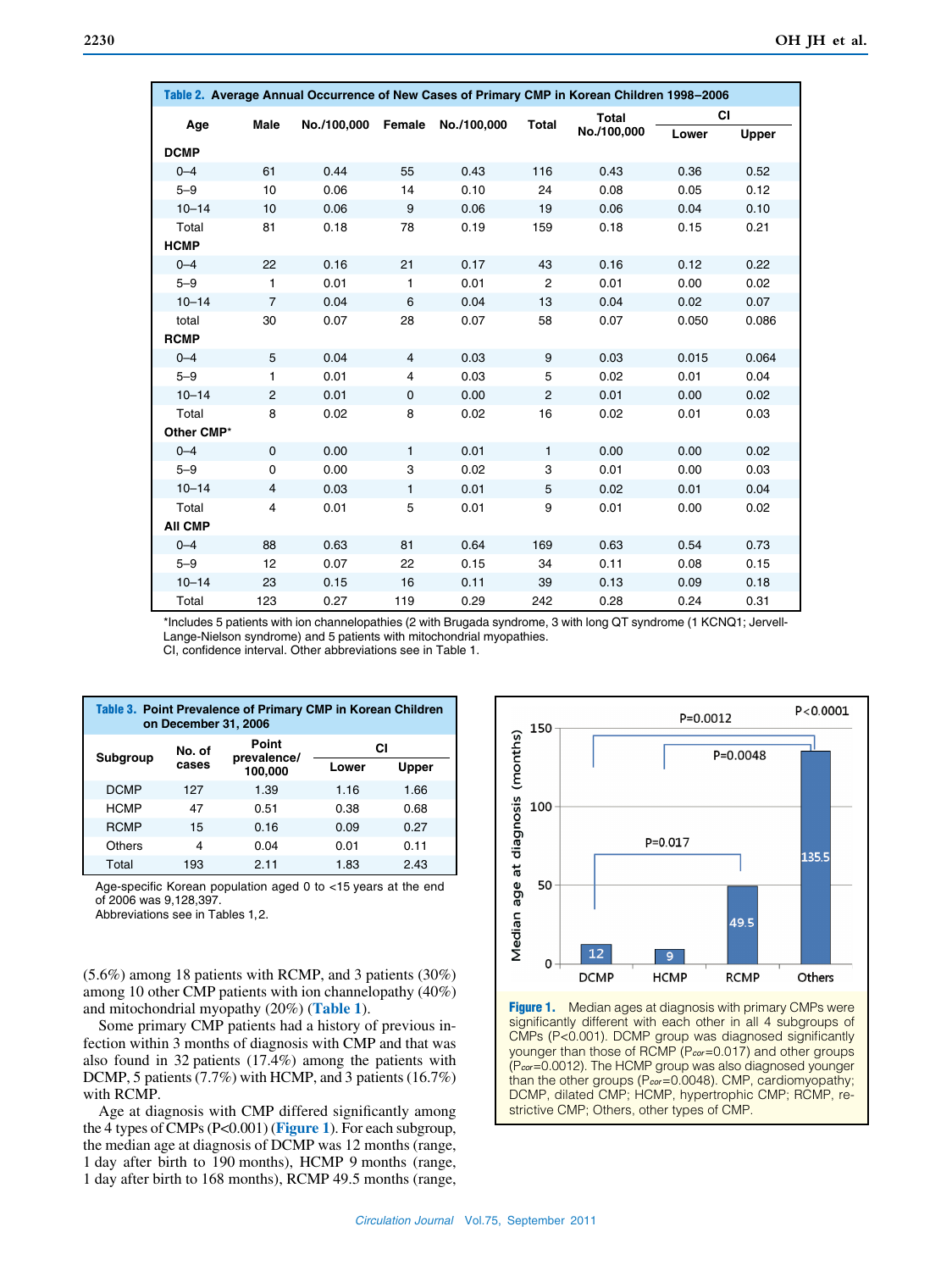**Table 2. Average Annual Occurrence of New Cases of Primary CMP in Korean Children 1998–2006**

| Age | Male | No./100,000 | Female | No./100,000 | Total | Total No./100,000 | CI | |
|---|---|---|---|---|---|---|---|---|
| | | | | | | | Lower | Upper |
| **DCMP** | | | | | | | | |
| 0–4 | 61 | 0.44 | 55 | 0.43 | 116 | 0.43 | 0.36 | 0.52 |
| 5–9 | 10 | 0.06 | 14 | 0.10 | 24 | 0.08 | 0.05 | 0.12 |
| 10–14 | 10 | 0.06 | 9 | 0.06 | 19 | 0.06 | 0.04 | 0.10 |
| Total | 81 | 0.18 | 78 | 0.19 | 159 | 0.18 | 0.15 | 0.21 |
| **HCMP** | | | | | | | | |
| 0–4 | 22 | 0.16 | 21 | 0.17 | 43 | 0.16 | 0.12 | 0.22 |
| 5–9 | 1 | 0.01 | 1 | 0.01 | 2 | 0.01 | 0.00 | 0.02 |
| 10–14 | 7 | 0.04 | 6 | 0.04 | 13 | 0.04 | 0.02 | 0.07 |
| total | 30 | 0.07 | 28 | 0.07 | 58 | 0.07 | 0.050 | 0.086 |
| **RCMP** | | | | | | | | |
| 0–4 | 5 | 0.04 | 4 | 0.03 | 9 | 0.03 | 0.015 | 0.064 |
| 5–9 | 1 | 0.01 | 4 | 0.03 | 5 | 0.02 | 0.01 | 0.04 |
| 10–14 | 2 | 0.01 | 0 | 0.00 | 2 | 0.01 | 0.00 | 0.02 |
| Total | 8 | 0.02 | 8 | 0.02 | 16 | 0.02 | 0.01 | 0.03 |
| **Other CMP*** | | | | | | | | |
| 0–4 | 0 | 0.00 | 1 | 0.01 | 1 | 0.00 | 0.00 | 0.02 |
| 5–9 | 0 | 0.00 | 3 | 0.02 | 3 | 0.01 | 0.00 | 0.03 |
| 10–14 | 4 | 0.03 | 1 | 0.01 | 5 | 0.02 | 0.01 | 0.04 |
| Total | 4 | 0.01 | 5 | 0.01 | 9 | 0.01 | 0.00 | 0.02 |
| **All CMP** | | | | | | | | |
| 0–4 | 88 | 0.63 | 81 | 0.64 | 169 | 0.63 | 0.54 | 0.73 |
| 5–9 | 12 | 0.07 | 22 | 0.15 | 34 | 0.11 | 0.08 | 0.15 |
| 10–14 | 23 | 0.15 | 16 | 0.11 | 39 | 0.13 | 0.09 | 0.18 |
| Total | 123 | 0.27 | 119 | 0.29 | 242 | 0.28 | 0.24 | 0.31 |

*Includes 5 patients with ion channelopathies (2 with Brugada syndrome, 3 with long QT syndrome (1 KCNQ1; Jervell-Lange-Nielson syndrome) and 5 patients with mitochondrial myopathies.
CI, confidence interval. Other abbreviations see in Table 1.

**Table 3. Point Prevalence of Primary CMP in Korean Children on December 31, 2006**

| Subgroup | No. of cases | Point prevalence/ 100,000 | CI | |
|---|---|---|---|---|
| | | | Lower | Upper |
| DCMP | 127 | 1.39 | 1.16 | 1.66 |
| HCMP | 47 | 0.51 | 0.38 | 0.68 |
| RCMP | 15 | 0.16 | 0.09 | 0.27 |
| Others | 4 | 0.04 | 0.01 | 0.11 |
| Total | 193 | 2.11 | 1.83 | 2.43 |

Age-specific Korean population aged 0 to <15 years at the end of 2006 was 9,128,397.
Abbreviations see in Tables 1,2.

(5.6%) among 18 patients with RCMP, and 3 patients (30%) among 10 other CMP patients with ion channelopathy (40%) and mitochondrial myopathy (20%) (Table 1).

Some primary CMP patients had a history of previous infection within 3 months of diagnosis with CMP and that was also found in 32 patients (17.4%) among the patients with DCMP, 5 patients (7.7%) with HCMP, and 3 patients (16.7%) with RCMP.

Age at diagnosis with CMP differed significantly among the 4 types of CMPs (P<0.001) (Figure 1). For each subgroup, the median age at diagnosis of DCMP was 12 months (range, 1 day after birth to 190 months), HCMP 9 months (range, 1 day after birth to 168 months), RCMP 49.5 months (range,

**Figure 1.** Median ages at diagnosis with primary CMPs were significantly different with each other in all 4 subgroups of CMPs (P<0.001). DCMP group was diagnosed significantly younger than those of RCMP ($P_{cor}$=0.017) and other groups ($P_{cor}$=0.0012). The HCMP group was also diagnosed younger than the other groups ($P_{cor}$=0.0048). CMP, cardiomyopathy; DCMP, dilated CMP; HCMP, hypertrophic CMP; RCMP, restrictive CMP; Others, other types of CMP.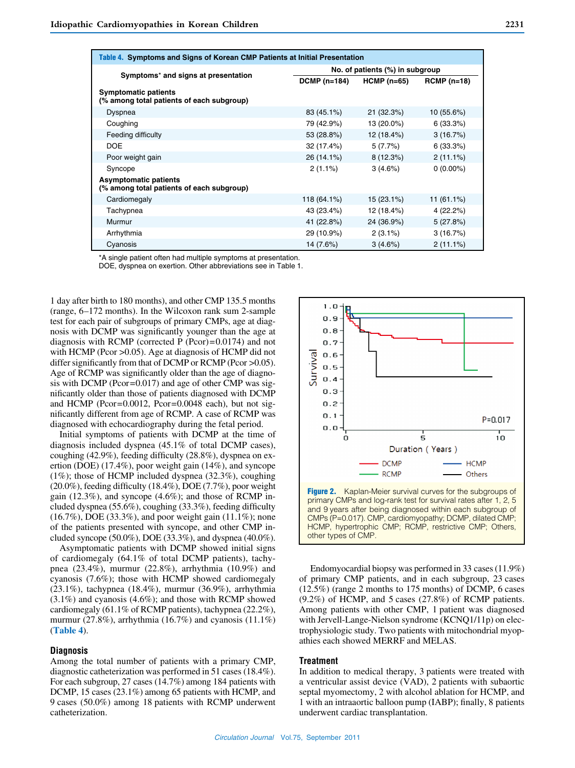**Table 4. Symptoms and Signs of Korean CMP Patients at Initial Presentation**

| Symptoms* and signs at presentation | No. of patients (%) in subgroup | | |
|---|---|---|---|
| | DCMP (n=184) | HCMP (n=65) | RCMP (n=18) |
| **Symptomatic patients (% among total patients of each subgroup)** | | | |
| Dyspnea | 83 (45.1%) | 21 (32.3%) | 10 (55.6%) |
| Coughing | 79 (42.9%) | 13 (20.0%) | 6 (33.3%) |
| Feeding difficulty | 53 (28.8%) | 12 (18.4%) | 3 (16.7%) |
| DOE | 32 (17.4%) | 5 (7.7%) | 6 (33.3%) |
| Poor weight gain | 26 (14.1%) | 8 (12.3%) | 2 (11.1%) |
| Syncope | 2 (1.1%) | 3 (4.6%) | 0 (0.00%) |
| **Asymptomatic patients (% among total patients of each subgroup)** | | | |
| Cardiomegaly | 118 (64.1%) | 15 (23.1%) | 11 (61.1%) |
| Tachypnea | 43 (23.4%) | 12 (18.4%) | 4 (22.2%) |
| Murmur | 41 (22.8%) | 24 (36.9%) | 5 (27.8%) |
| Arrhythmia | 29 (10.9%) | 2 (3.1%) | 3 (16.7%) |
| Cyanosis | 14 (7.6%) | 3 (4.6%) | 2 (11.1%) |

*A single patient often had multiple symptoms at presentation.
DOE, dyspnea on exertion. Other abbreviations see in Table 1.

1 day after birth to 180 months), and other CMP 135.5 months (range, 6–172 months). In the Wilcoxon rank sum 2-sample test for each pair of subgroups of primary CMPs, age at diagnosis with DCMP was significantly younger than the age at diagnosis with RCMP (corrected P (Pcor)=0.0174) and not with HCMP (Pcor >0.05). Age at diagnosis of HCMP did not differ significantly from that of DCMP or RCMP (Pcor >0.05). Age of RCMP was significantly older than the age of diagnosis with DCMP (Pcor=0.017) and age of other CMP was significantly older than those of patients diagnosed with DCMP and HCMP (Pcor=0.0012, Pcor=0.0048 each), but not significantly different from age of RCMP. A case of RCMP was diagnosed with echocardiography during the fetal period.

Initial symptoms of patients with DCMP at the time of diagnosis included dyspnea (45.1% of total DCMP cases), coughing (42.9%), feeding difficulty (28.8%), dyspnea on exertion (DOE) (17.4%), poor weight gain (14%), and syncope (1%); those of HCMP included dyspnea (32.3%), coughing (20.0%), feeding difficulty (18.4%), DOE (7.7%), poor weight gain (12.3%), and syncope (4.6%); and those of RCMP included dyspnea (55.6%), coughing (33.3%), feeding difficulty (16.7%), DOE (33.3%), and poor weight gain (11.1%); none of the patients presented with syncope, and other CMP included syncope (50.0%), DOE (33.3%), and dyspnea (40.0%).

Asymptomatic patients with DCMP showed initial signs of cardiomegaly (64.1% of total DCMP patients), tachypnea (23.4%), murmur (22.8%), arrhythmia (10.9%) and cyanosis (7.6%); those with HCMP showed cardiomegaly (23.1%), tachypnea (18.4%), murmur (36.9%), arrhythmia (3.1%) and cyanosis (4.6%); and those with RCMP showed cardiomegaly (61.1% of RCMP patients), tachypnea (22.2%), murmur (27.8%), arrhythmia (16.7%) and cyanosis (11.1%) (**Table 4**).

## Diagnosis

Among the total number of patients with a primary CMP, diagnostic catheterization was performed in 51 cases (18.4%). For each subgroup, 27 cases (14.7%) among 184 patients with DCMP, 15 cases (23.1%) among 65 patients with HCMP, and 9 cases (50.0%) among 18 patients with RCMP underwent catheterization.

**Figure 2.** Kaplan-Meier survival curves for the subgroups of primary CMPs and log-rank test for survival rates after 1, 2, 5 and 9 years after being diagnosed within each subgroup of CMPs (P=0.017). CMP, cardiomyopathy; DCMP, dilated CMP; HCMP, hypertrophic CMP; RCMP, restrictive CMP; Others, other types of CMP.

Endomyocardial biopsy was performed in 33 cases (11.9%) of primary CMP patients, and in each subgroup, 23 cases (12.5%) (range 2 months to 175 months) of DCMP, 6 cases (9.2%) of HCMP, and 5 cases (27.8%) of RCMP patients. Among patients with other CMP, 1 patient was diagnosed with Jervell-Lange-Nielson syndrome (KCNQ1/11p) on electrophysiologic study. Two patients with mitochondrial myopathies each showed MERRF and MELAS.

## Treatment

In addition to medical therapy, 3 patients were treated with a ventricular assist device (VAD), 2 patients with subaortic septal myomectomy, 2 with alcohol ablation for HCMP, and 1 with an intraaortic balloon pump (IABP); finally, 8 patients underwent cardiac transplantation.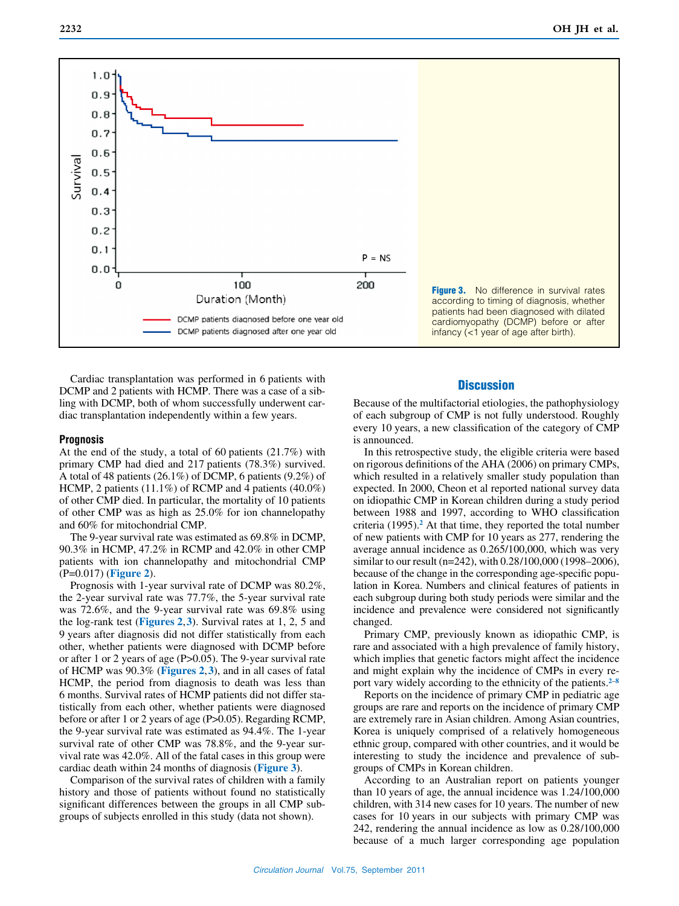Figure 3. No difference in survival rates according to timing of diagnosis, whether patients had been diagnosed with dilated cardiomyopathy (DCMP) before or after infancy (<1 year of age after birth).

Cardiac transplantation was performed in 6 patients with DCMP and 2 patients with HCMP. There was a case of a sibling with DCMP, both of whom successfully underwent cardiac transplantation independently within a few years.

### Prognosis

At the end of the study, a total of 60 patients (21.7%) with primary CMP had died and 217 patients (78.3%) survived. A total of 48 patients (26.1%) of DCMP, 6 patients (9.2%) of HCMP, 2 patients (11.1%) of RCMP and 4 patients (40.0%) of other CMP died. In particular, the mortality of 10 patients of other CMP was as high as 25.0% for ion channelopathy and 60% for mitochondrial CMP.

The 9-year survival rate was estimated as 69.8% in DCMP, 90.3% in HCMP, 47.2% in RCMP and 42.0% in other CMP patients with ion channelopathy and mitochondrial CMP (P=0.017) (**Figure 2**).

Prognosis with 1-year survival rate of DCMP was 80.2%, the 2-year survival rate was 77.7%, the 5-year survival rate was 72.6%, and the 9-year survival rate was 69.8% using the log-rank test (**Figures 2,3**). Survival rates at 1, 2, 5 and 9 years after diagnosis did not differ statistically from each other, whether patients were diagnosed with DCMP before or after 1 or 2 years of age (P>0.05). The 9-year survival rate of HCMP was 90.3% (**Figures 2,3**), and in all cases of fatal HCMP, the period from diagnosis to death was less than 6 months. Survival rates of HCMP patients did not differ statistically from each other, whether patients were diagnosed before or after 1 or 2 years of age (P>0.05). Regarding RCMP, the 9-year survival rate was estimated as 94.4%. The 1-year survival rate of other CMP was 78.8%, and the 9-year survival rate was 42.0%. All of the fatal cases in this group were cardiac death within 24 months of diagnosis (**Figure 3**).

Comparison of the survival rates of children with a family history and those of patients without found no statistically significant differences between the groups in all CMP subgroups of subjects enrolled in this study (data not shown).

## Discussion

Because of the multifactorial etiologies, the pathophysiology of each subgroup of CMP is not fully understood. Roughly every 10 years, a new classification of the category of CMP is announced.

In this retrospective study, the eligible criteria were based on rigorous definitions of the AHA (2006) on primary CMPs, which resulted in a relatively smaller study population than expected. In 2000, Cheon et al reported national survey data on idiopathic CMP in Korean children during a study period between 1988 and 1997, according to WHO classification criteria (1995).[2] At that time, they reported the total number of new patients with CMP for 10 years as 277, rendering the average annual incidence as 0.265/100,000, which was very similar to our result (n=242), with 0.28/100,000 (1998–2006), because of the change in the corresponding age-specific population in Korea. Numbers and clinical features of patients in each subgroup during both study periods were similar and the incidence and prevalence were considered not significantly changed.

Primary CMP, previously known as idiopathic CMP, is rare and associated with a high prevalence of family history, which implies that genetic factors might affect the incidence and might explain why the incidence of CMPs in every report vary widely according to the ethnicity of the patients.[2–8]

Reports on the incidence of primary CMP in pediatric age groups are rare and reports on the incidence of primary CMP are extremely rare in Asian children. Among Asian countries, Korea is uniquely comprised of a relatively homogeneous ethnic group, compared with other countries, and it would be interesting to study the incidence and prevalence of subgroups of CMPs in Korean children.

According to an Australian report on patients younger than 10 years of age, the annual incidence was 1.24/100,000 children, with 314 new cases for 10 years. The number of new cases for 10 years in our subjects with primary CMP was 242, rendering the annual incidence as low as 0.28/100,000 because of a much larger corresponding age population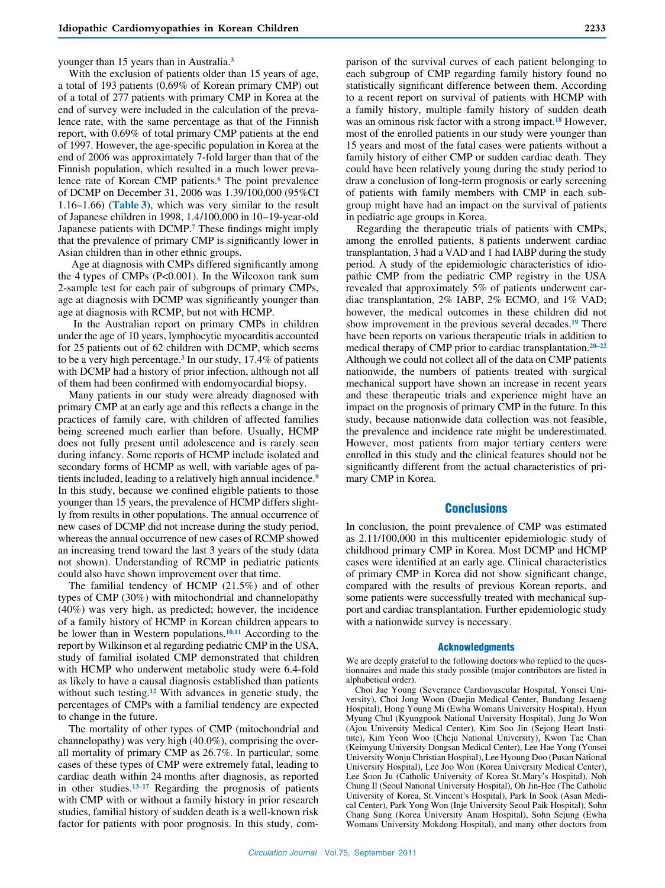younger than 15 years than in Australia.[3]

With the exclusion of patients older than 15 years of age, a total of 193 patients (0.69% of Korean primary CMP) out of a total of 277 patients with primary CMP in Korea at the end of survey were included in the calculation of the prevalence rate, with the same percentage as that of the Finnish report, with 0.69% of total primary CMP patients at the end of 1997. However, the age-specific population in Korea at the end of 2006 was approximately 7-fold larger than that of the Finnish population, which resulted in a much lower prevalence rate of Korean CMP patients.[6] The point prevalence of DCMP on December 31, 2006 was 1.39/100,000 (95%CI 1.16–1.66) (**Table 3**), which was very similar to the result of Japanese children in 1998, 1.4/100,000 in 10–19-year-old Japanese patients with DCMP.[7] These findings might imply that the prevalence of primary CMP is significantly lower in Asian children than in other ethnic groups.

Age at diagnosis with CMPs differed significantly among the 4 types of CMPs ($P<0.001$). In the Wilcoxon rank sum 2-sample test for each pair of subgroups of primary CMPs, age at diagnosis with DCMP was significantly younger than age at diagnosis with RCMP, but not with HCMP.

In the Australian report on primary CMPs in children under the age of 10 years, lymphocytic myocarditis accounted for 25 patients out of 62 children with DCMP, which seems to be a very high percentage.[3] In our study, 17.4% of patients with DCMP had a history of prior infection, although not all of them had been confirmed with endomyocardial biopsy.

Many patients in our study were already diagnosed with primary CMP at an early age and this reflects a change in the practices of family care, with children of affected families being screened much earlier than before. Usually, HCMP does not fully present until adolescence and is rarely seen during infancy. Some reports of HCMP include isolated and secondary forms of HCMP as well, with variable ages of patients included, leading to a relatively high annual incidence.[9] In this study, because we confined eligible patients to those younger than 15 years, the prevalence of HCMP differs slightly from results in other populations. The annual occurrence of new cases of DCMP did not increase during the study period, whereas the annual occurrence of new cases of RCMP showed an increasing trend toward the last 3 years of the study (data not shown). Understanding of RCMP in pediatric patients could also have shown improvement over that time.

The familial tendency of HCMP (21.5%) and of other types of CMP (30%) with mitochondrial and channelopathy (40%) was very high, as predicted; however, the incidence of a family history of HCMP in Korean children appears to be lower than in Western populations.[10,11] According to the report by Wilkinson et al regarding pediatric CMP in the USA, study of familial isolated CMP demonstrated that children with HCMP who underwent metabolic study were 6.4-fold as likely to have a causal diagnosis established than patients without such testing.[12] With advances in genetic study, the percentages of CMPs with a familial tendency are expected to change in the future.

The mortality of other types of CMP (mitochondrial and channelopathy) was very high (40.0%), comprising the overall mortality of primary CMP as 26.7%. In particular, some cases of these types of CMP were extremely fatal, leading to cardiac death within 24 months after diagnosis, as reported in other studies.[13–17] Regarding the prognosis of patients with CMP with or without a family history in prior research studies, familial history of sudden death is a well-known risk factor for patients with poor prognosis. In this study, comparison of the survival curves of each patient belonging to each subgroup of CMP regarding family history found no statistically significant difference between them. According to a recent report on survival of patients with HCMP with a family history, multiple family history of sudden death was an ominous risk factor with a strong impact.[18] However, most of the enrolled patients in our study were younger than 15 years and most of the fatal cases were patients without a family history of either CMP or sudden cardiac death. They could have been relatively young during the study period to draw a conclusion of long-term prognosis or early screening of patients with family members with CMP in each subgroup might have had an impact on the survival of patients in pediatric age groups in Korea.

Regarding the therapeutic trials of patients with CMPs, among the enrolled patients, 8 patients underwent cardiac transplantation, 3 had a VAD and 1 had IABP during the study period. A study of the epidemiologic characteristics of idiopathic CMP from the pediatric CMP registry in the USA revealed that approximately 5% of patients underwent cardiac transplantation, 2% IABP, 2% ECMO, and 1% VAD; however, the medical outcomes in these children did not show improvement in the previous several decades.[19] There have been reports on various therapeutic trials in addition to medical therapy of CMP prior to cardiac transplantation.[20–22] Although we could not collect all of the data on CMP patients nationwide, the numbers of patients treated with surgical mechanical support have shown an increase in recent years and these therapeutic trials and experience might have an impact on the prognosis of primary CMP in the future. In this study, because nationwide data collection was not feasible, the prevalence and incidence rate might be underestimated. However, most patients from major tertiary centers were enrolled in this study and the clinical features should not be significantly different from the actual characteristics of primary CMP in Korea.

## Conclusions

In conclusion, the point prevalence of CMP was estimated as 2.11/100,000 in this multicenter epidemiologic study of childhood primary CMP in Korea. Most DCMP and HCMP cases were identified at an early age. Clinical characteristics of primary CMP in Korea did not show significant change, compared with the results of previous Korean reports, and some patients were successfully treated with mechanical support and cardiac transplantation. Further epidemiologic study with a nationwide survey is necessary.

### Acknowledgments

We are deeply grateful to the following doctors who replied to the questionnaires and made this study possible (major contributors are listed in alphabetical order).

Choi Jae Young (Severance Cardiovascular Hospital, Yonsei University), Choi Jong Woon (Daejin Medical Center, Bundang Jesaeng Hospital), Hong Young Mi (Ewha Womans University Hospital), Hyun Myung Chul (Kyungpook National University Hospital), Jung Jo Won (Ajou University Medical Center), Kim Soo Jin (Sejong Heart Institute), Kim Yeon Woo (Cheju National University), Kwon Tae Chan (Keimyung University Dongsan Medical Center), Lee Hae Yong (Yonsei University Wonju Christian Hospital), Lee Hyoung Doo (Pusan National University Hospital), Lee Joo Won (Korea University Medical Center), Lee Soon Ju (Catholic University of Korea St. Mary's Hospital), Noh Chung Il (Seoul National University Hospital), Oh Jin-Hee (The Catholic University of Korea, St. Vincent's Hospital), Park In Sook (Asan Medical Center), Park Yong Won (Inje University Seoul Paik Hospital), Sohn Chang Sung (Korea University Anam Hospital), Sohn Sejung (Ewha Womans University Mokdong Hospital), and many other doctors from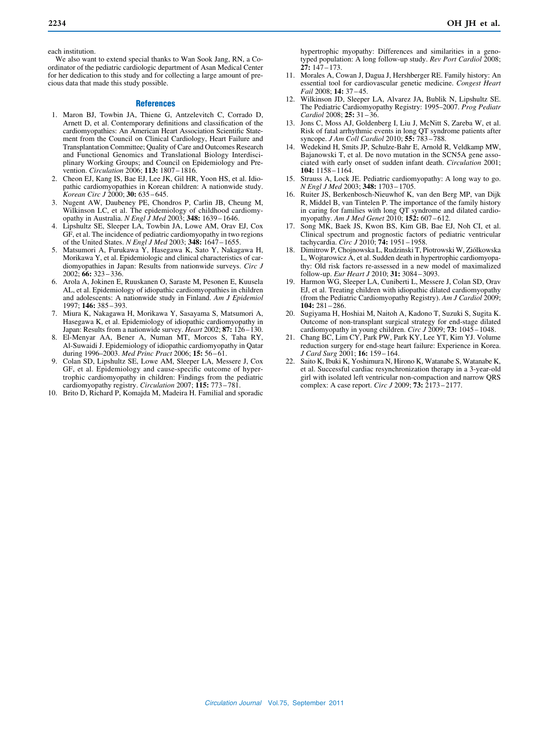each institution.

We also want to extend special thanks to Wan Sook Jang, RN, a Coordinator of the pediatric cardiologic department of Asan Medical Center for her dedication to this study and for collecting a large amount of precious data that made this study possible.

## References

1. Maron BJ, Towbin JA, Thiene G, Antzelevitch C, Corrado D, Arnett D, et al. Contemporary definitions and classification of the cardiomyopathies: An American Heart Association Scientific Statement from the Council on Clinical Cardiology, Heart Failure and Transplantation Committee; Quality of Care and Outcomes Research and Functional Genomics and Translational Biology Interdisciplinary Working Groups; and Council on Epidemiology and Prevention. *Circulation* 2006; **113:** 1807–1816.
2. Cheon EJ, Kang IS, Bae EJ, Lee JK, Gil HR, Yoon HS, et al. Idiopathic cardiomyopathies in Korean children: A nationwide study. *Korean Circ J* 2000; **30:** 635–645.
3. Nugent AW, Daubeney PE, Chondros P, Carlin JB, Cheung M, Wilkinson LC, et al. The epidemiology of childhood cardiomyopathy in Australia. *N Engl J Med* 2003; **348:** 1639–1646.
4. Lipshultz SE, Sleeper LA, Towbin JA, Lowe AM, Orav EJ, Cox GF, et al. The incidence of pediatric cardiomyopathy in two regions of the United States. *N Engl J Med* 2003; **348:** 1647–1655.
5. Matsumori A, Furukawa Y, Hasegawa K, Sato Y, Nakagawa H, Morikawa Y, et al. Epidemiologic and clinical characteristics of cardiomyopathies in Japan: Results from nationwide surveys. *Circ J* 2002; **66:** 323–336.
6. Arola A, Jokinen E, Ruuskanen O, Saraste M, Pesonen E, Kuusela AL, et al. Epidemiology of idiopathic cardiomyopathies in children and adolescents: A nationwide study in Finland. *Am J Epidemiol* 1997; **146:** 385–393.
7. Miura K, Nakagawa H, Morikawa Y, Sasayama S, Matsumori A, Hasegawa K, et al. Epidemiology of idiopathic cardiomyopathy in Japan: Results from a nationwide survey. *Heart* 2002; **87:** 126–130.
8. El-Menyar AA, Bener A, Numan MT, Morcos S, Taha RY, Al-Suwaidi J. Epidemiology of idiopathic cardiomyopathy in Qatar during 1996–2003. *Med Princ Pract* 2006; **15:** 56–61.
9. Colan SD, Lipshultz SE, Lowe AM, Sleeper LA, Messere J, Cox GF, et al. Epidemiology and cause-specific outcome of hypertrophic cardiomyopathy in children: Findings from the pediatric cardiomyopathy registry. *Circulation* 2007; **115:** 773–781.
10. Brito D, Richard P, Komajda M, Madeira H. Familial and sporadic hypertrophic myopathy: Differences and similarities in a genotyped population: A long follow-up study. *Rev Port Cardiol* 2008; **27:** 147–173.
11. Morales A, Cowan J, Dagua J, Hershberger RE. Family history: An essential tool for cardiovascular genetic medicine. *Congest Heart Fail* 2008; **14:** 37–45.
12. Wilkinson JD, Sleeper LA, Alvarez JA, Bublik N, Lipshultz SE. The Pediatric Cardiomyopathy Registry: 1995–2007. *Prog Pediatr Cardiol* 2008; **25:** 31–36.
13. Jons C, Moss AJ, Goldenberg I, Liu J, McNitt S, Zareba W, et al. Risk of fatal arrhythmic events in long QT syndrome patients after syncope. *J Am Coll Cardiol* 2010; **55:** 783–788.
14. Wedekind H, Smits JP, Schulze-Bahr E, Arnold R, Veldkamp MW, Bajanowski T, et al. De novo mutation in the SCN5A gene associated with early onset of sudden infant death. *Circulation* 2001; **104:** 1158–1164.
15. Strauss A, Lock JE. Pediatric cardiomyopathy: A long way to go. *N Engl J Med* 2003; **348:** 1703–1705.
16. Ruiter JS, Berkenbosch-Nieuwhof K, van den Berg MP, van Dijk R, Middel B, van Tintelen P. The importance of the family history in caring for families with long QT syndrome and dilated cardiomyopathy. *Am J Med Genet* 2010; **152:** 607–612.
17. Song MK, Baek JS, Kwon BS, Kim GB, Bae EJ, Noh CI, et al. Clinical spectrum and prognostic factors of pediatric ventricular tachycardia. *Circ J* 2010; **74:** 1951–1958.
18. Dimitrow P, Chojnowska L, Rudzinski T, Piotrowski W, Ziólkowska L, Wojtarowicz A, et al. Sudden death in hypertrophic cardiomyopathy: Old risk factors re-assessed in a new model of maximalized follow-up. *Eur Heart J* 2010; **31:** 3084–3093.
19. Harmon WG, Sleeper LA, Cuniberti L, Messere J, Colan SD, Orav EJ, et al. Treating children with idiopathic dilated cardiomyopathy (from the Pediatric Cardiomyopathy Registry). *Am J Cardiol* 2009; **104:** 281–286.
20. Sugiyama H, Hoshiai M, Naitoh A, Kadono T, Suzuki S, Sugita K. Outcome of non-transplant surgical strategy for end-stage dilated cardiomyopathy in young children. *Circ J* 2009; **73:** 1045–1048.
21. Chang BC, Lim CY, Park PW, Park KY, Lee YT, Kim YJ. Volume reduction surgery for end-stage heart failure: Experience in Korea. *J Card Surg* 2001; **16:** 159–164.
22. Saito K, Ibuki K, Yoshimura N, Hirono K, Watanabe S, Watanabe K, et al. Successful cardiac resynchronization therapy in a 3-year-old girl with isolated left ventricular non-compaction and narrow QRS complex: A case report. *Circ J* 2009; **73:** 2173–2177.